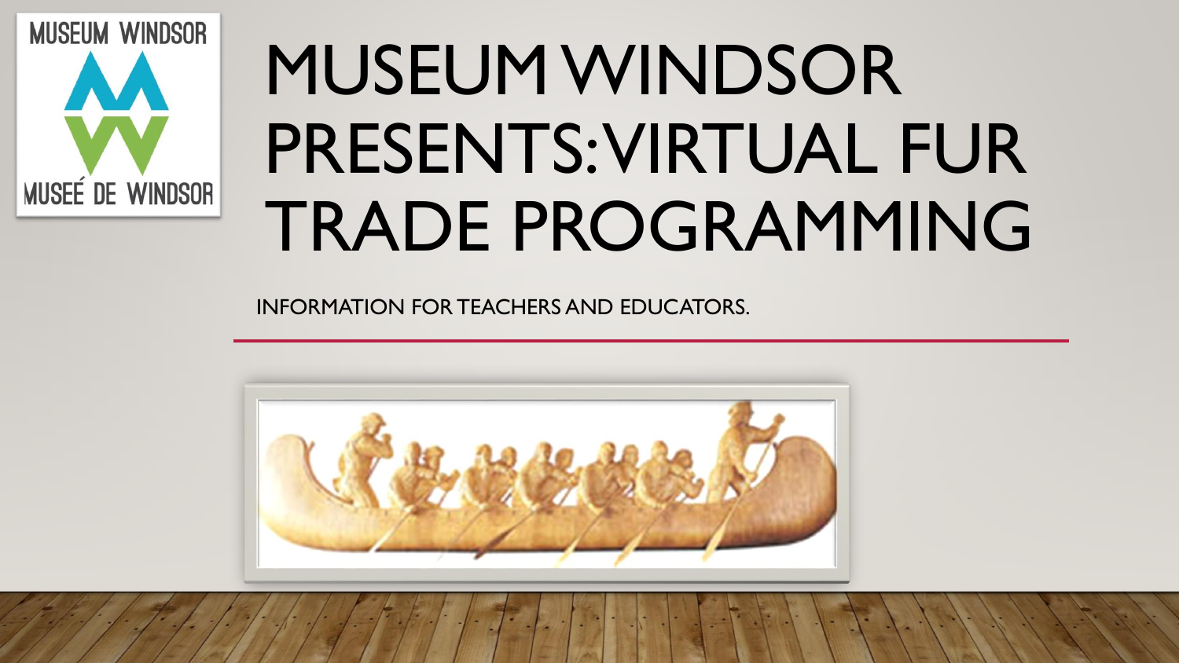# MUSEUM WINDSOR PRESENTS: VIRTUAL FUR TRADE PROGRAMMING

INFORMATION FOR TEACHERS AND EDUCATORS.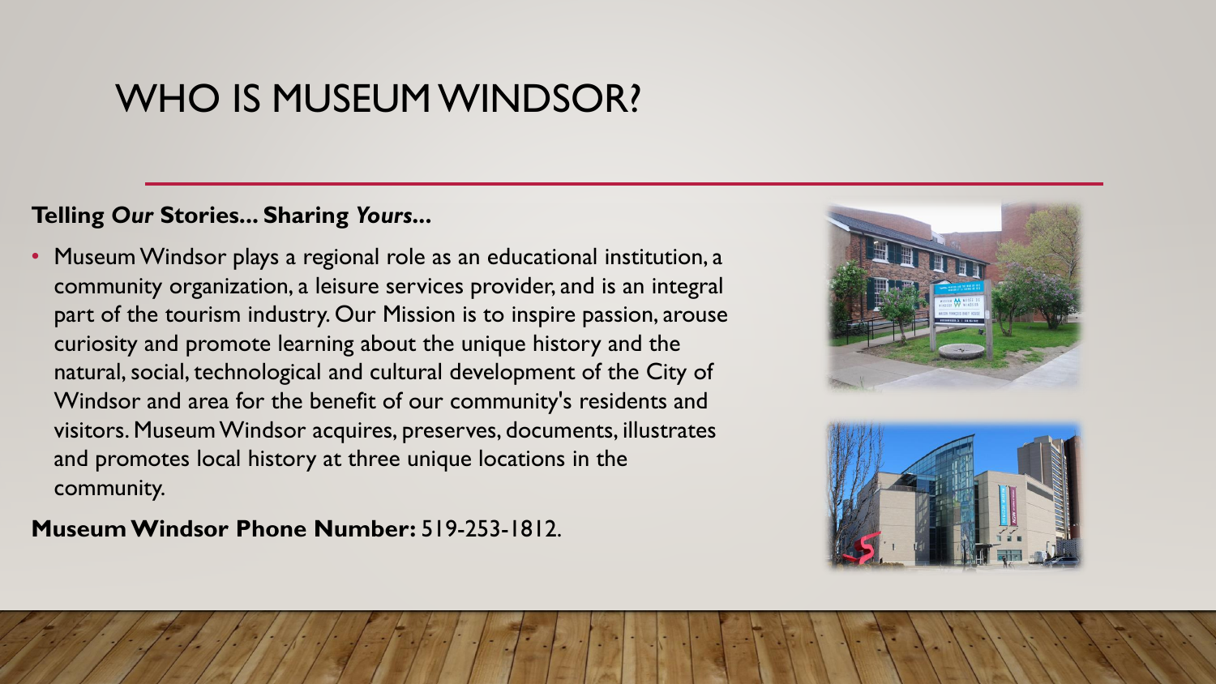# WHO IS MUSEUM WINDSOR?

**Telling *Our* Stories... Sharing *Yours*...**

- Museum Windsor plays a regional role as an educational institution, a community organization, a leisure services provider, and is an integral part of the tourism industry. Our Mission is to inspire passion, arouse curiosity and promote learning about the unique history and the natural, social, technological and cultural development of the City of Windsor and area for the benefit of our community's residents and visitors. Museum Windsor acquires, preserves, documents, illustrates and promotes local history at three unique locations in the community.

**Museum Windsor Phone Number:** 519-253-1812.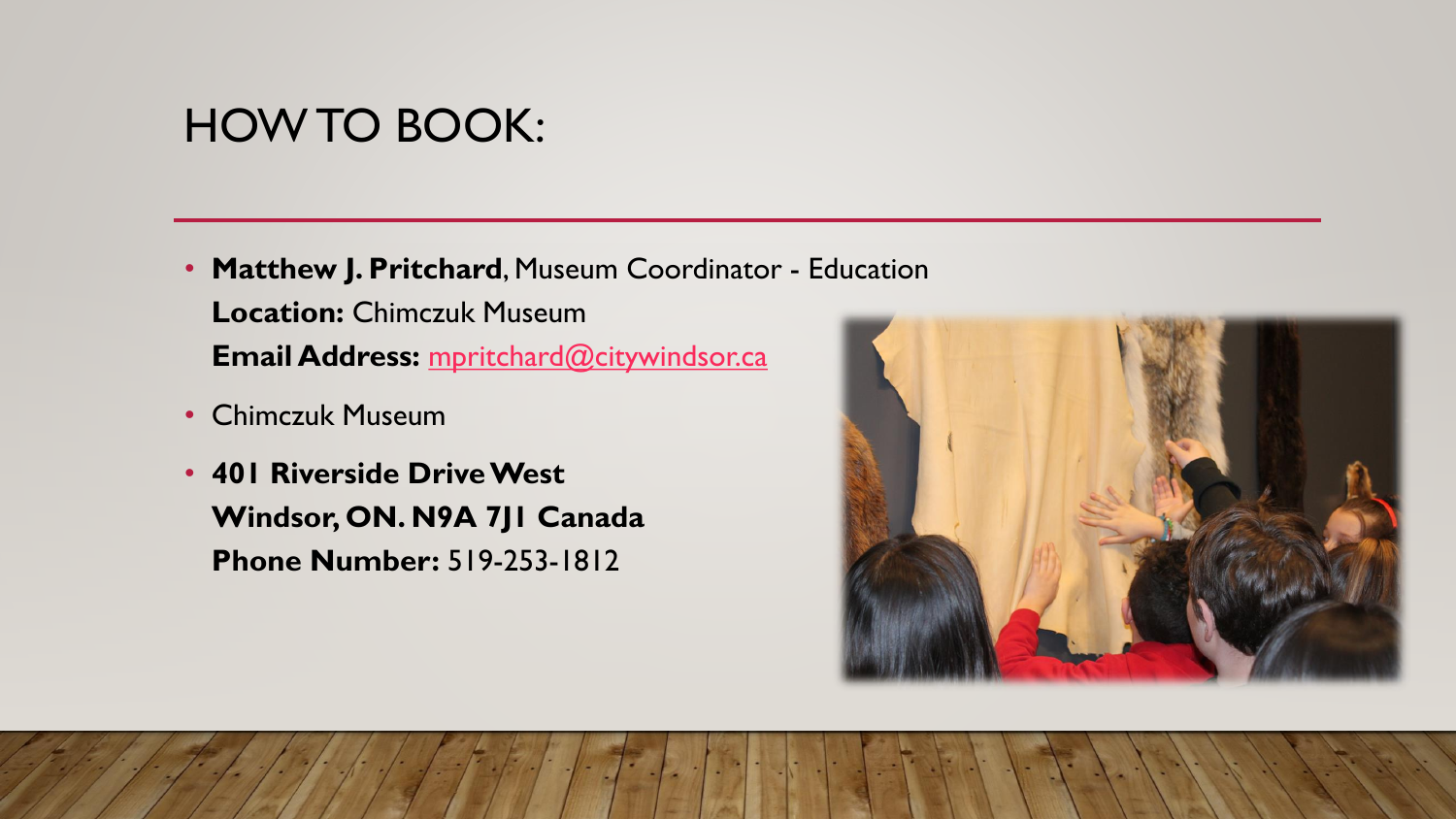# HOW TO BOOK:

- **Matthew J. Pritchard**, Museum Coordinator - Education
  **Location:** Chimczuk Museum
  **Email Address:** mpritchard@citywindsor.ca
- Chimczuk Museum
- **401 Riverside Drive West**
  **Windsor, ON. N9A 7J1 Canada**
  **Phone Number:** 519-253-1812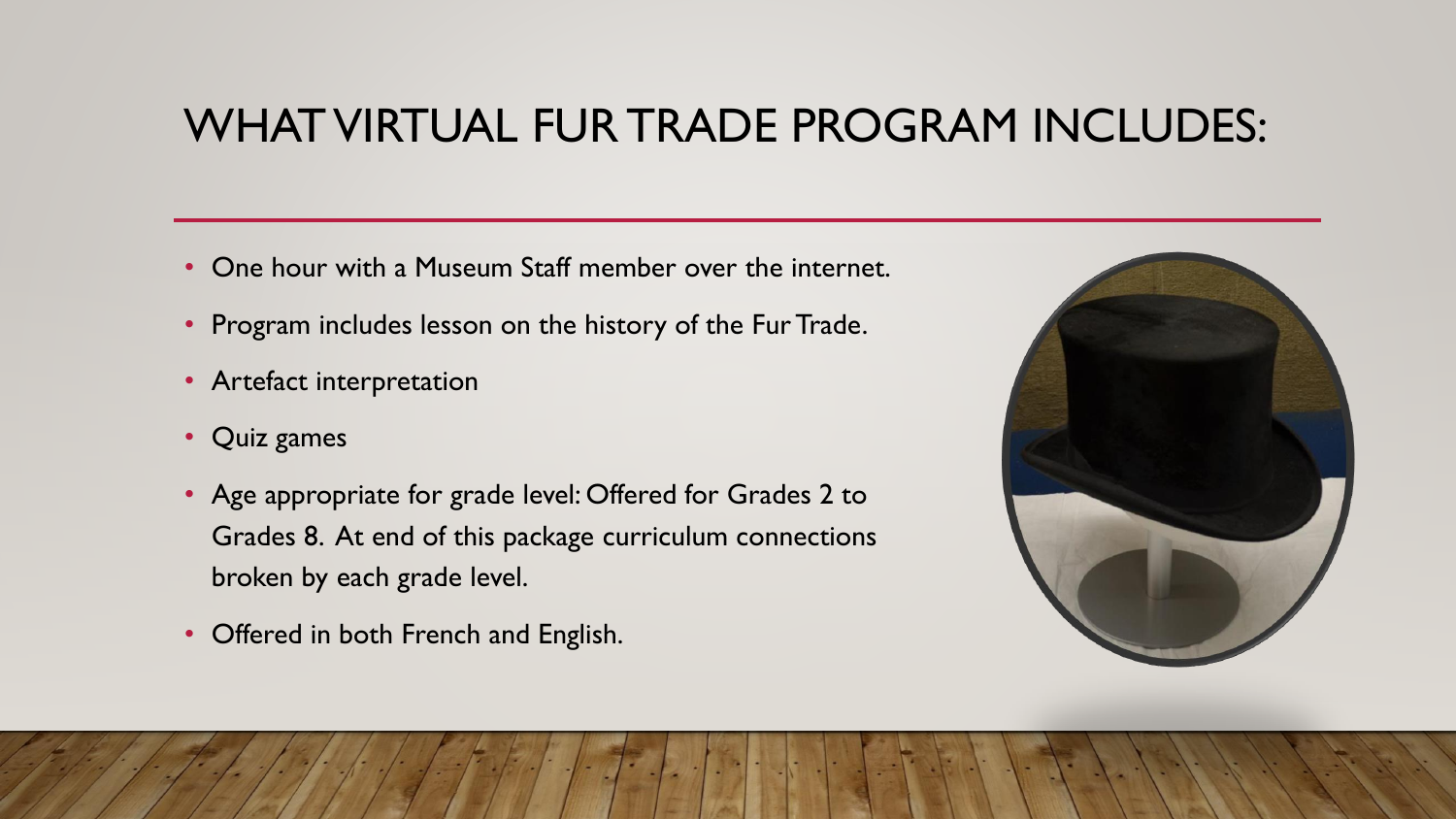# WHAT VIRTUAL FUR TRADE PROGRAM INCLUDES:

- One hour with a Museum Staff member over the internet.
- Program includes lesson on the history of the Fur Trade.
- Artefact interpretation
- Quiz games
- Age appropriate for grade level: Offered for Grades 2 to Grades 8. At end of this package curriculum connections broken by each grade level.
- Offered in both French and English.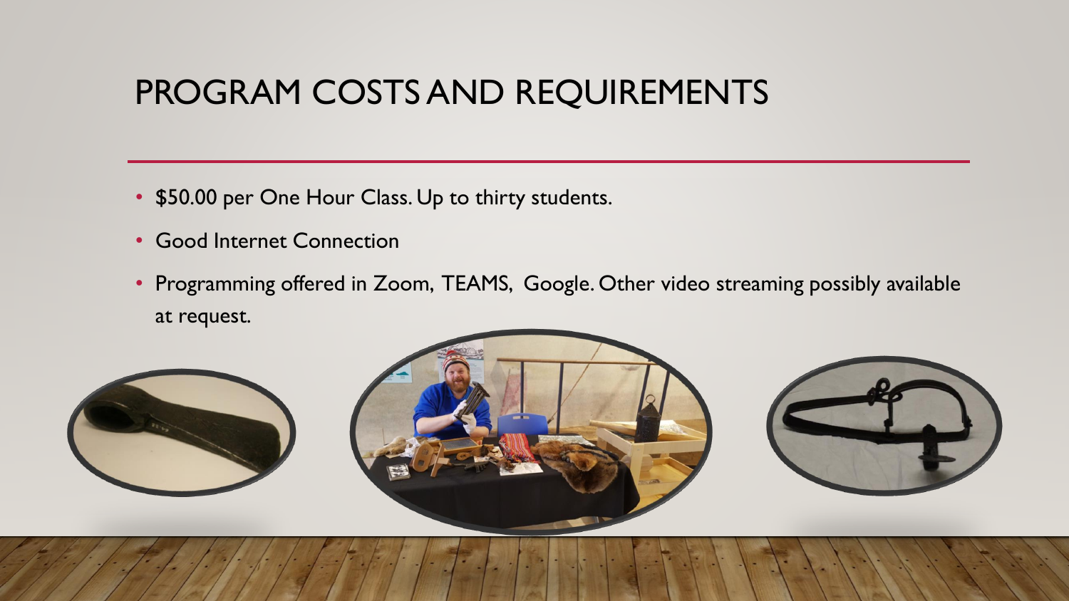# PROGRAM COSTS AND REQUIREMENTS

- $50.00 per One Hour Class. Up to thirty students.
- Good Internet Connection
- Programming offered in Zoom, TEAMS, Google. Other video streaming possibly available at request.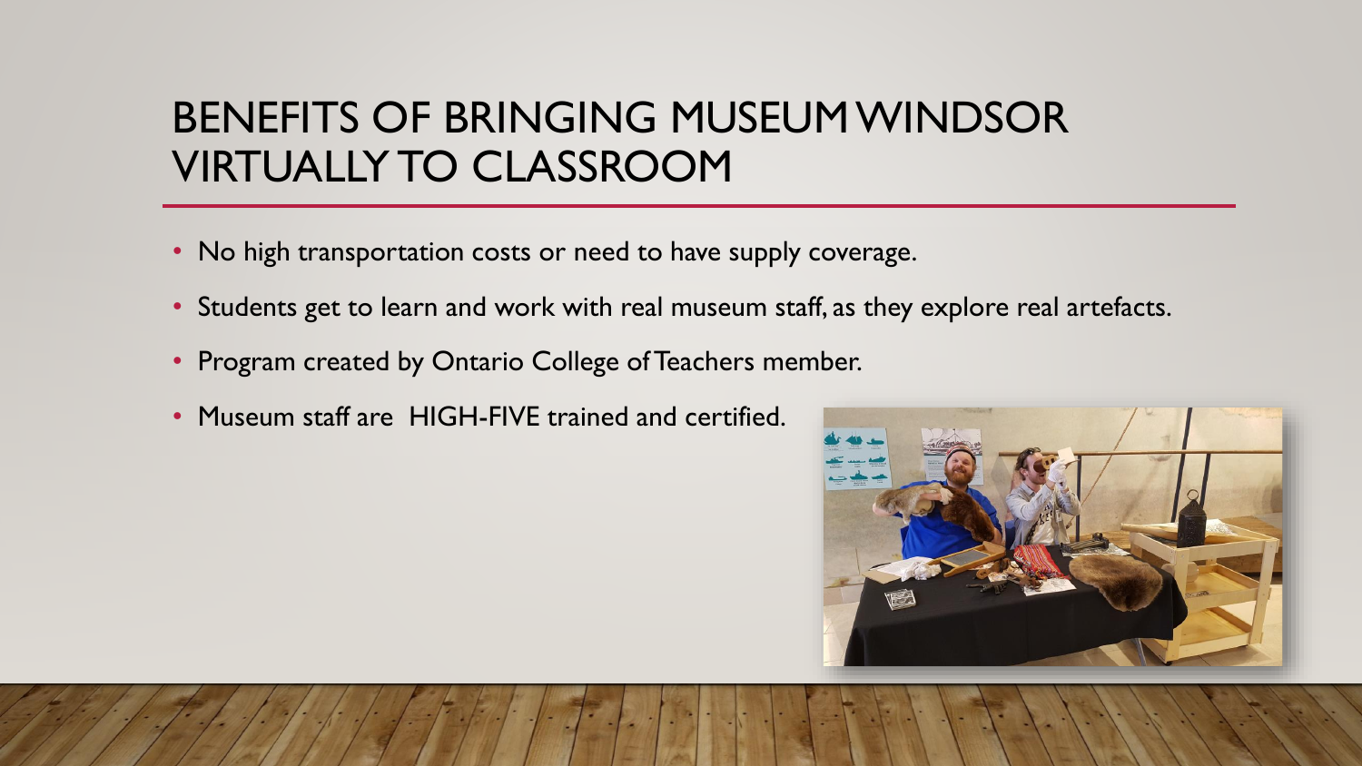# BENEFITS OF BRINGING MUSEUM WINDSOR VIRTUALLY TO CLASSROOM

- No high transportation costs or need to have supply coverage.
- Students get to learn and work with real museum staff, as they explore real artefacts.
- Program created by Ontario College of Teachers member.
- Museum staff are HIGH-FIVE trained and certified.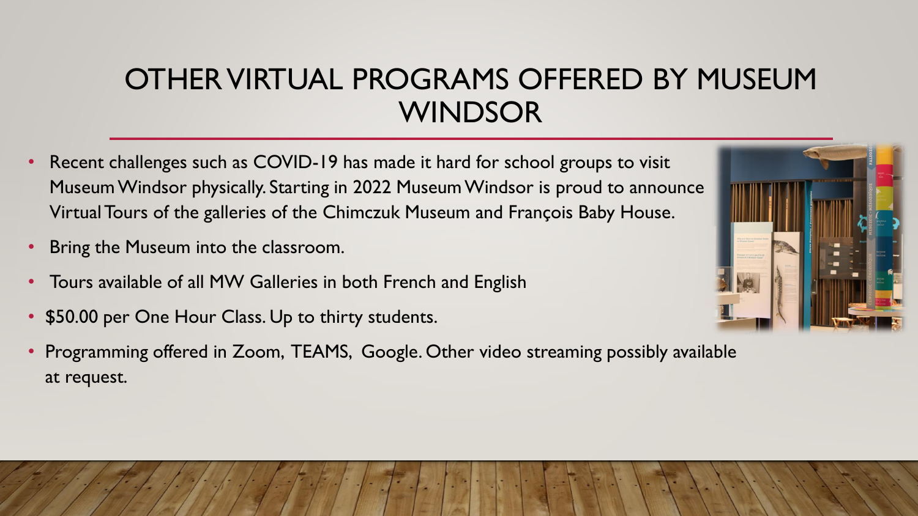# OTHER VIRTUAL PROGRAMS OFFERED BY MUSEUM WINDSOR

- Recent challenges such as COVID-19 has made it hard for school groups to visit Museum Windsor physically. Starting in 2022 Museum Windsor is proud to announce Virtual Tours of the galleries of the Chimczuk Museum and François Baby House.
- Bring the Museum into the classroom.
- Tours available of all MW Galleries in both French and English
- $50.00 per One Hour Class. Up to thirty students.
- Programming offered in Zoom, TEAMS, Google. Other video streaming possibly available at request.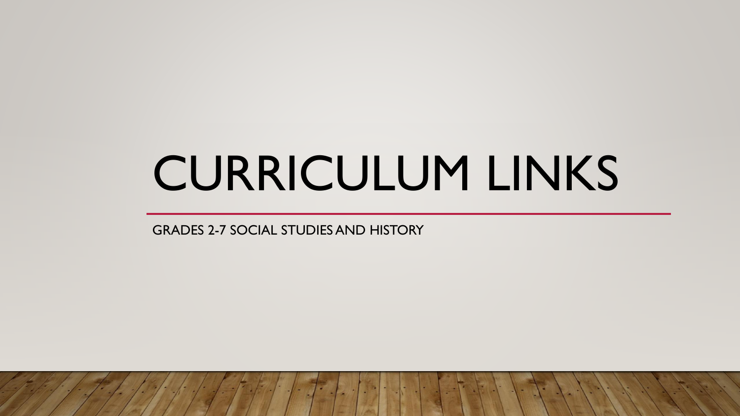# CURRICULUM LINKS

GRADES 2-7 SOCIAL STUDIES AND HISTORY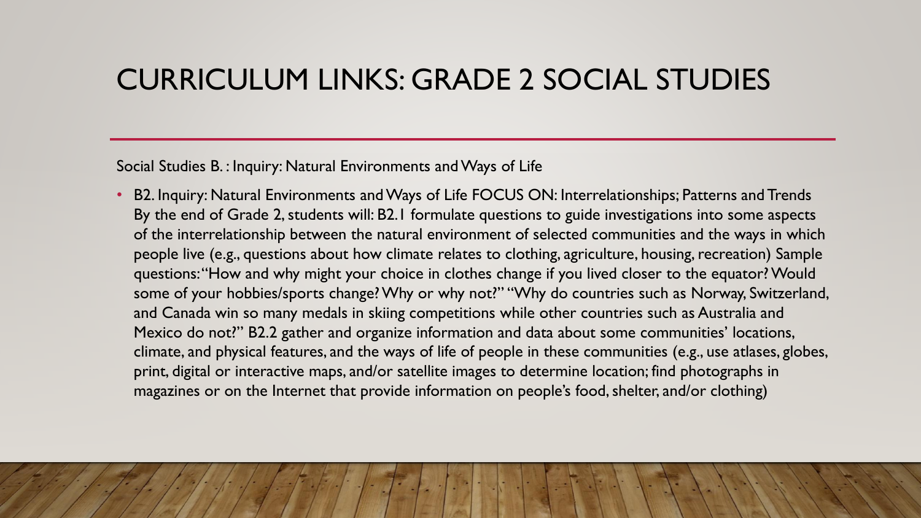# CURRICULUM LINKS: GRADE 2 SOCIAL STUDIES

Social Studies B. : Inquiry: Natural Environments and Ways of Life

- B2. Inquiry: Natural Environments and Ways of Life FOCUS ON: Interrelationships; Patterns and Trends By the end of Grade 2, students will: B2.1 formulate questions to guide investigations into some aspects of the interrelationship between the natural environment of selected communities and the ways in which people live (e.g., questions about how climate relates to clothing, agriculture, housing, recreation) Sample questions: "How and why might your choice in clothes change if you lived closer to the equator? Would some of your hobbies/sports change? Why or why not?" "Why do countries such as Norway, Switzerland, and Canada win so many medals in skiing competitions while other countries such as Australia and Mexico do not?" B2.2 gather and organize information and data about some communities' locations, climate, and physical features, and the ways of life of people in these communities (e.g., use atlases, globes, print, digital or interactive maps, and/or satellite images to determine location; find photographs in magazines or on the Internet that provide information on people's food, shelter, and/or clothing)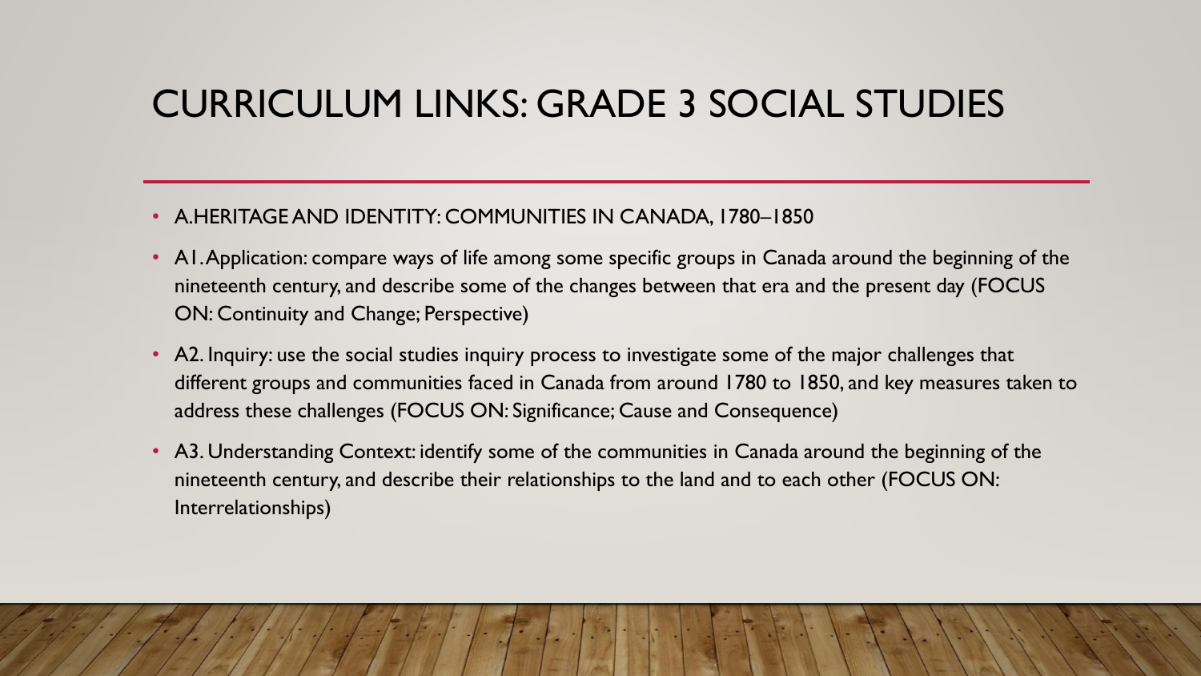# CURRICULUM LINKS: GRADE 3 SOCIAL STUDIES

- A. HERITAGE AND IDENTITY: COMMUNITIES IN CANADA, 1780–1850
- A1. Application: compare ways of life among some specific groups in Canada around the beginning of the nineteenth century, and describe some of the changes between that era and the present day (FOCUS ON: Continuity and Change; Perspective)
- A2. Inquiry: use the social studies inquiry process to investigate some of the major challenges that different groups and communities faced in Canada from around 1780 to 1850, and key measures taken to address these challenges (FOCUS ON: Significance; Cause and Consequence)
- A3. Understanding Context: identify some of the communities in Canada around the beginning of the nineteenth century, and describe their relationships to the land and to each other (FOCUS ON: Interrelationships)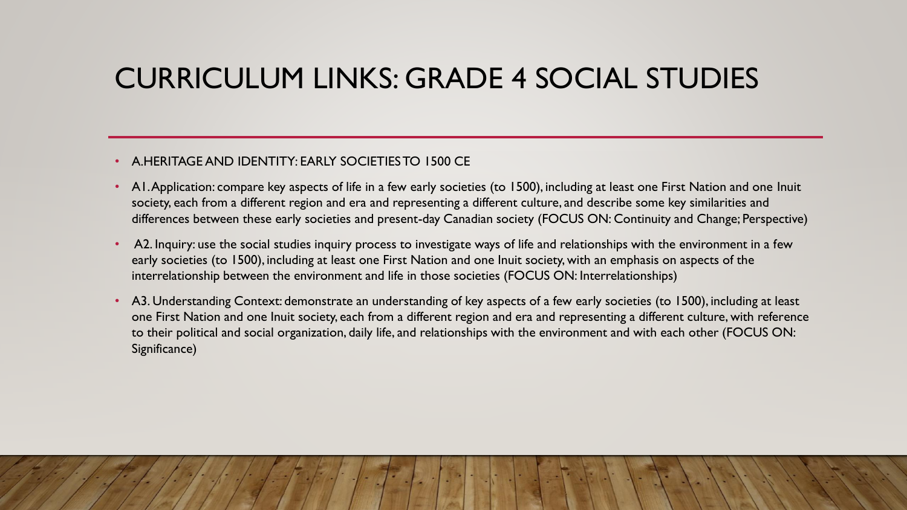# CURRICULUM LINKS: GRADE 4 SOCIAL STUDIES

- A.HERITAGE AND IDENTITY: EARLY SOCIETIES TO 1500 CE
- A1. Application: compare key aspects of life in a few early societies (to 1500), including at least one First Nation and one Inuit society, each from a different region and era and representing a different culture, and describe some key similarities and differences between these early societies and present-day Canadian society (FOCUS ON: Continuity and Change; Perspective)
- A2. Inquiry: use the social studies inquiry process to investigate ways of life and relationships with the environment in a few early societies (to 1500), including at least one First Nation and one Inuit society, with an emphasis on aspects of the interrelationship between the environment and life in those societies (FOCUS ON: Interrelationships)
- A3. Understanding Context: demonstrate an understanding of key aspects of a few early societies (to 1500), including at least one First Nation and one Inuit society, each from a different region and era and representing a different culture, with reference to their political and social organization, daily life, and relationships with the environment and with each other (FOCUS ON: Significance)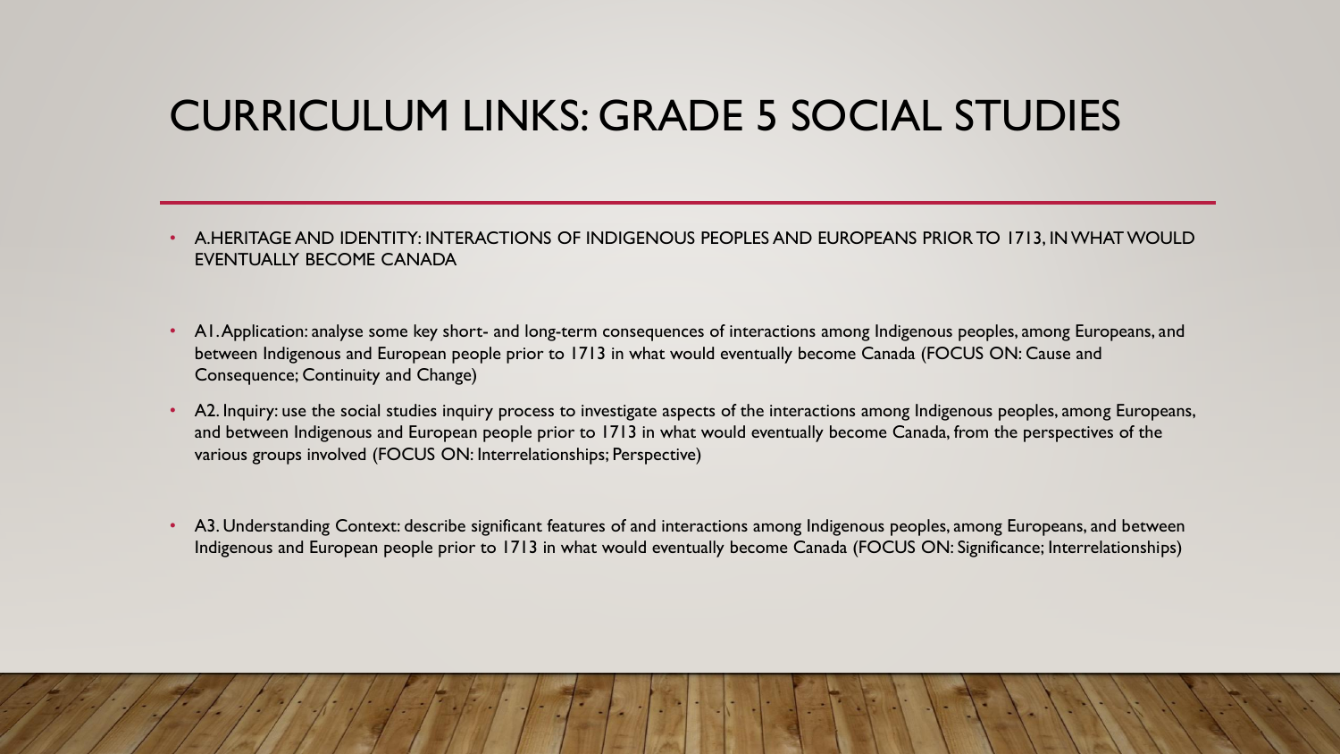# CURRICULUM LINKS: GRADE 5 SOCIAL STUDIES

- A.HERITAGE AND IDENTITY: INTERACTIONS OF INDIGENOUS PEOPLES AND EUROPEANS PRIOR TO 1713, IN WHAT WOULD EVENTUALLY BECOME CANADA

- A1. Application: analyse some key short- and long-term consequences of interactions among Indigenous peoples, among Europeans, and between Indigenous and European people prior to 1713 in what would eventually become Canada (FOCUS ON: Cause and Consequence; Continuity and Change)
- A2. Inquiry: use the social studies inquiry process to investigate aspects of the interactions among Indigenous peoples, among Europeans, and between Indigenous and European people prior to 1713 in what would eventually become Canada, from the perspectives of the various groups involved (FOCUS ON: Interrelationships; Perspective)

- A3. Understanding Context: describe significant features of and interactions among Indigenous peoples, among Europeans, and between Indigenous and European people prior to 1713 in what would eventually become Canada (FOCUS ON: Significance; Interrelationships)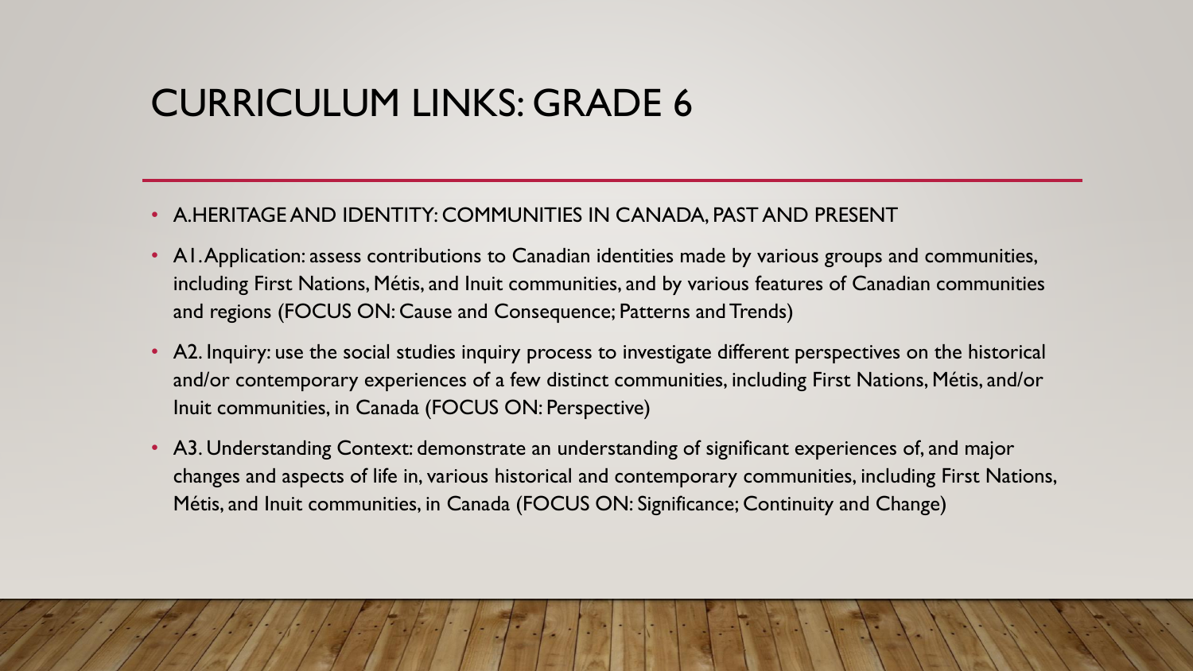# CURRICULUM LINKS: GRADE 6

- A.HERITAGE AND IDENTITY: COMMUNITIES IN CANADA, PAST AND PRESENT
- A1. Application: assess contributions to Canadian identities made by various groups and communities, including First Nations, Métis, and Inuit communities, and by various features of Canadian communities and regions (FOCUS ON: Cause and Consequence; Patterns and Trends)
- A2. Inquiry: use the social studies inquiry process to investigate different perspectives on the historical and/or contemporary experiences of a few distinct communities, including First Nations, Métis, and/or Inuit communities, in Canada (FOCUS ON: Perspective)
- A3. Understanding Context: demonstrate an understanding of significant experiences of, and major changes and aspects of life in, various historical and contemporary communities, including First Nations, Métis, and Inuit communities, in Canada (FOCUS ON: Significance; Continuity and Change)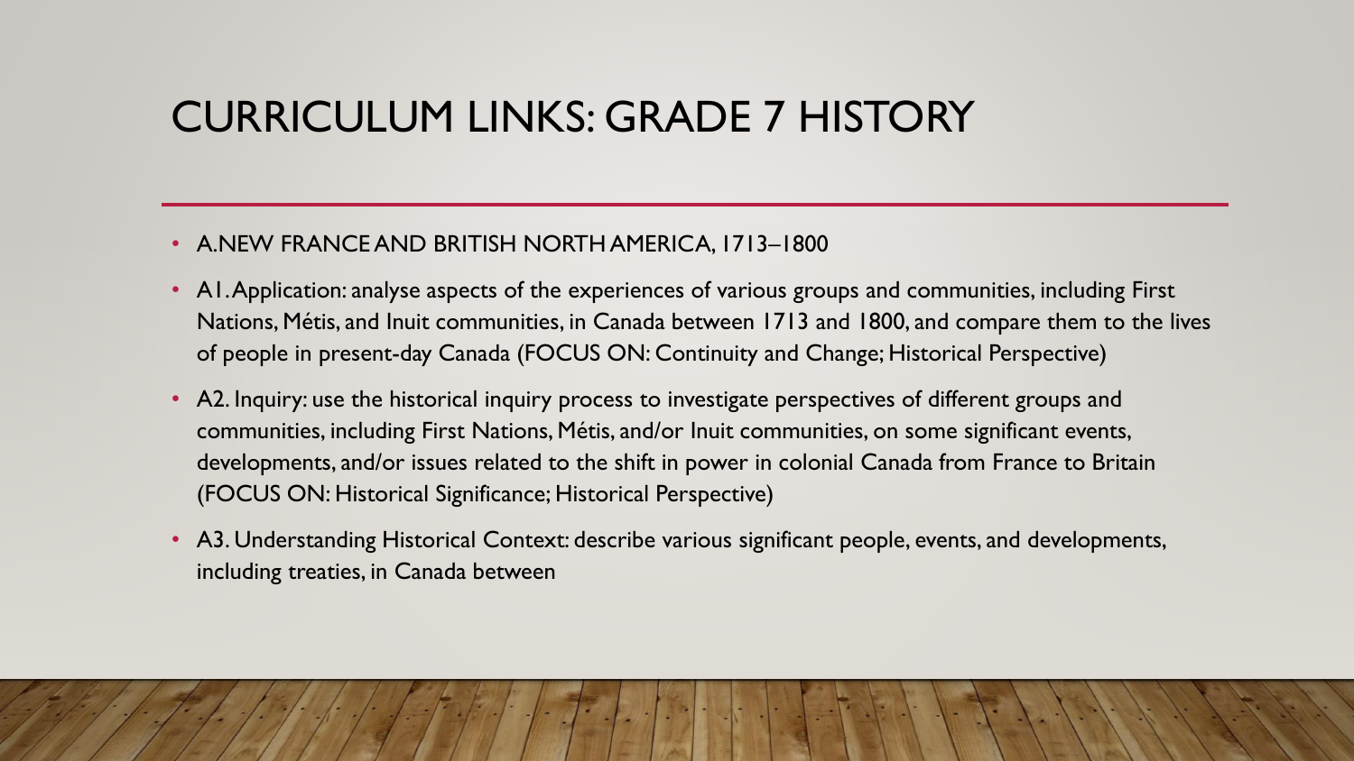# CURRICULUM LINKS: GRADE 7 HISTORY

- A.NEW FRANCE AND BRITISH NORTH AMERICA, 1713–1800
- A1. Application: analyse aspects of the experiences of various groups and communities, including First Nations, Métis, and Inuit communities, in Canada between 1713 and 1800, and compare them to the lives of people in present-day Canada (FOCUS ON: Continuity and Change; Historical Perspective)
- A2. Inquiry: use the historical inquiry process to investigate perspectives of different groups and communities, including First Nations, Métis, and/or Inuit communities, on some significant events, developments, and/or issues related to the shift in power in colonial Canada from France to Britain (FOCUS ON: Historical Significance; Historical Perspective)
- A3. Understanding Historical Context: describe various significant people, events, and developments, including treaties, in Canada between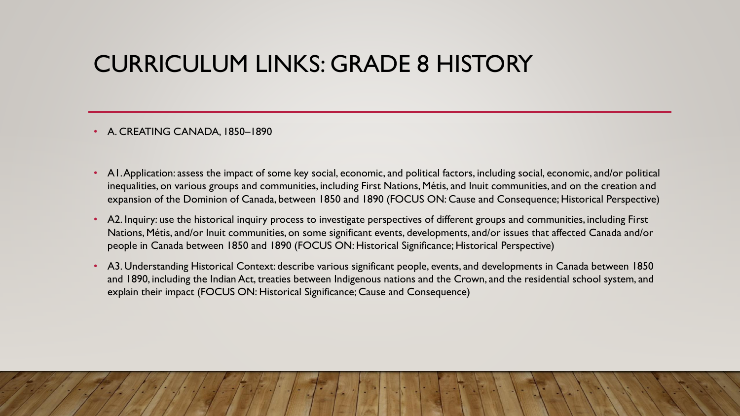# CURRICULUM LINKS: GRADE 8 HISTORY

- A. CREATING CANADA, 1850–1890

- A1. Application: assess the impact of some key social, economic, and political factors, including social, economic, and/or political inequalities, on various groups and communities, including First Nations, Métis, and Inuit communities, and on the creation and expansion of the Dominion of Canada, between 1850 and 1890 (FOCUS ON: Cause and Consequence; Historical Perspective)
- A2. Inquiry: use the historical inquiry process to investigate perspectives of different groups and communities, including First Nations, Métis, and/or Inuit communities, on some significant events, developments, and/or issues that affected Canada and/or people in Canada between 1850 and 1890 (FOCUS ON: Historical Significance; Historical Perspective)
- A3. Understanding Historical Context: describe various significant people, events, and developments in Canada between 1850 and 1890, including the Indian Act, treaties between Indigenous nations and the Crown, and the residential school system, and explain their impact (FOCUS ON: Historical Significance; Cause and Consequence)